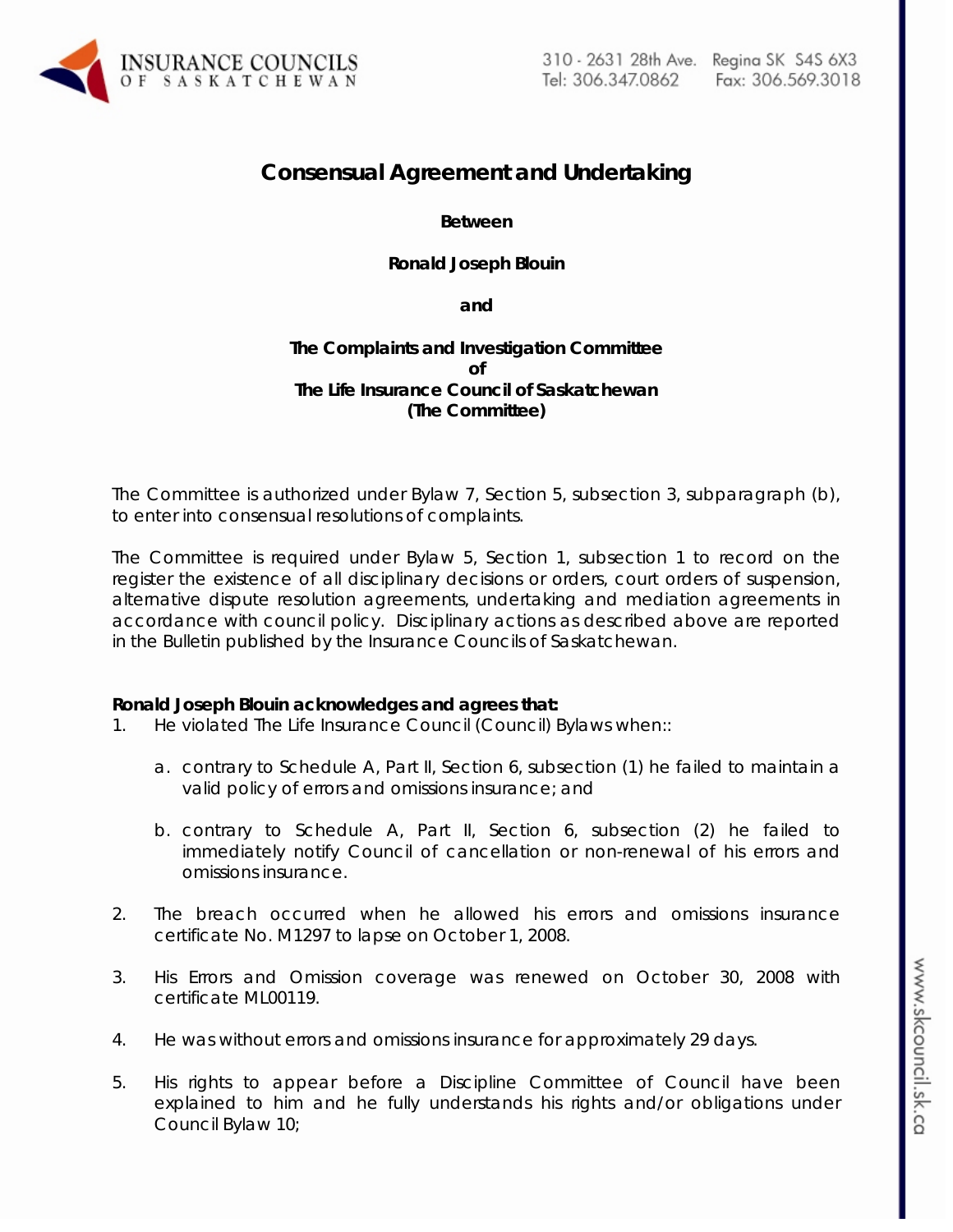# Consensual Agreement and Undertaking

**Between**

**Ronald Joseph Blouin**

**and**

**The Complaints and Investigation Committee**
**of**
**The Life Insurance Council of Saskatchewan**
**(The Committee)**

The Committee is authorized under Bylaw 7, Section 5, subsection 3, subparagraph (b), to enter into consensual resolutions of complaints.

The Committee is required under Bylaw 5, Section 1, subsection 1 to record on the register the existence of all disciplinary decisions or orders, court orders of suspension, alternative dispute resolution agreements, undertaking and mediation agreements in accordance with council policy. Disciplinary actions as described above are reported in the Bulletin published by the Insurance Councils of Saskatchewan.

**Ronald Joseph Blouin acknowledges and agrees that:**

1. He violated The Life Insurance Council (Council) Bylaws when::

   a. contrary to Schedule A, Part II, Section 6, subsection (1) he failed to maintain a valid policy of errors and omissions insurance; and

   b. contrary to Schedule A, Part II, Section 6, subsection (2) he failed to immediately notify Council of cancellation or non-renewal of his errors and omissions insurance.

2. The breach occurred when he allowed his errors and omissions insurance certificate No. M1297 to lapse on October 1, 2008.

3. His Errors and Omission coverage was renewed on October 30, 2008 with certificate ML00119.

4. He was without errors and omissions insurance for approximately 29 days.

5. His rights to appear before a Discipline Committee of Council have been explained to him and he fully understands his rights and/or obligations under Council Bylaw 10;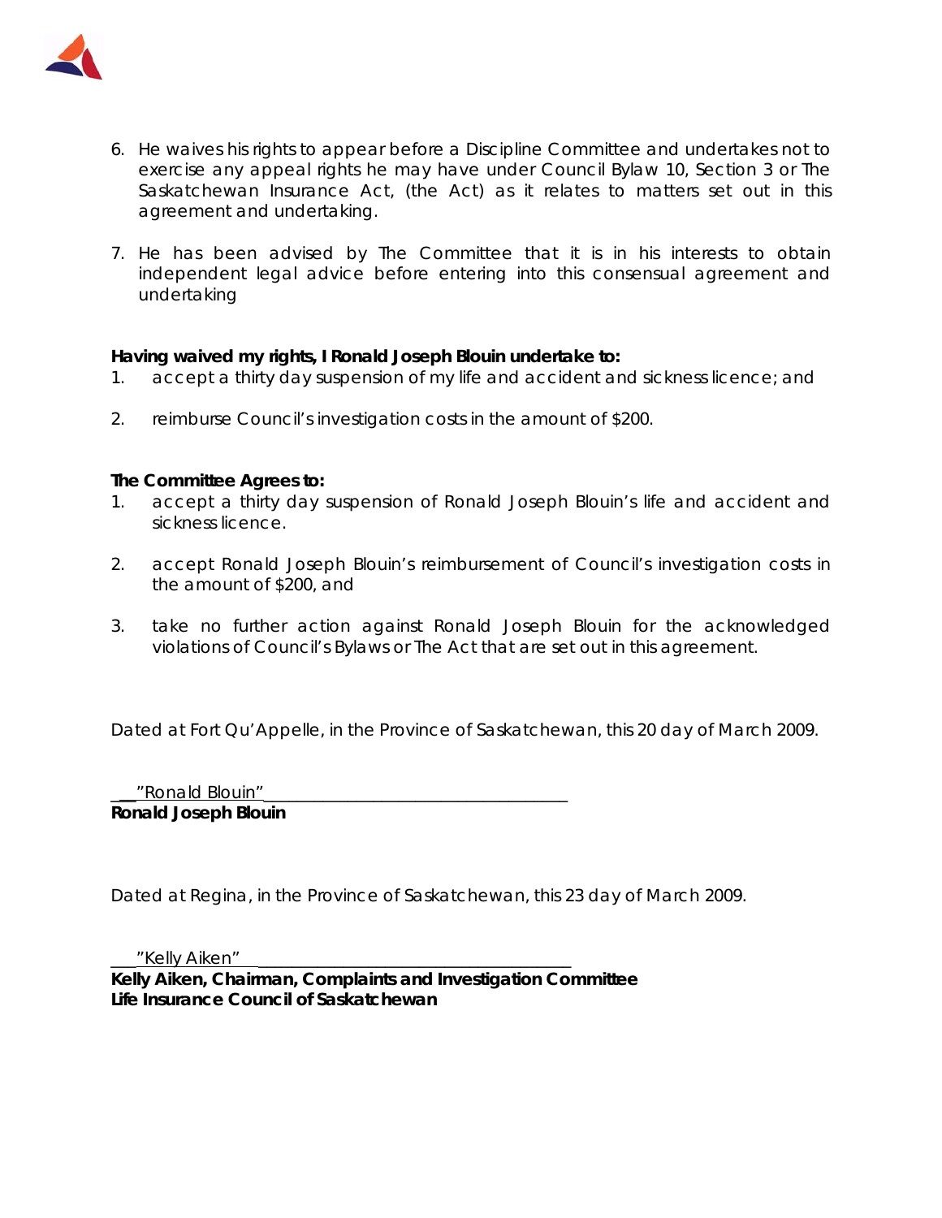6. He waives his rights to appear before a Discipline Committee and undertakes not to exercise any appeal rights he may have under Council Bylaw 10, Section 3 or The Saskatchewan Insurance Act, (the Act) as it relates to matters set out in this agreement and undertaking.

7. He has been advised by The Committee that it is in his interests to obtain independent legal advice before entering into this consensual agreement and undertaking

**Having waived my rights, I Ronald Joseph Blouin undertake to:**

1. accept a thirty day suspension of my life and accident and sickness licence; and

2. reimburse Council's investigation costs in the amount of $200.

**The Committee Agrees to:**

1. accept a thirty day suspension of Ronald Joseph Blouin's life and accident and sickness licence.

2. accept Ronald Joseph Blouin's reimbursement of Council's investigation costs in the amount of $200, and

3. take no further action against Ronald Joseph Blouin for the acknowledged violations of Council's Bylaws or The Act that are set out in this agreement.

Dated at Fort Qu'Appelle, in the Province of Saskatchewan, this 20 day of March 2009.

"Ronald Blouin"
**Ronald Joseph Blouin**

Dated at Regina, in the Province of Saskatchewan, this 23 day of March 2009.

"Kelly Aiken"
**Kelly Aiken, Chairman, Complaints and Investigation Committee**
**Life Insurance Council of Saskatchewan**